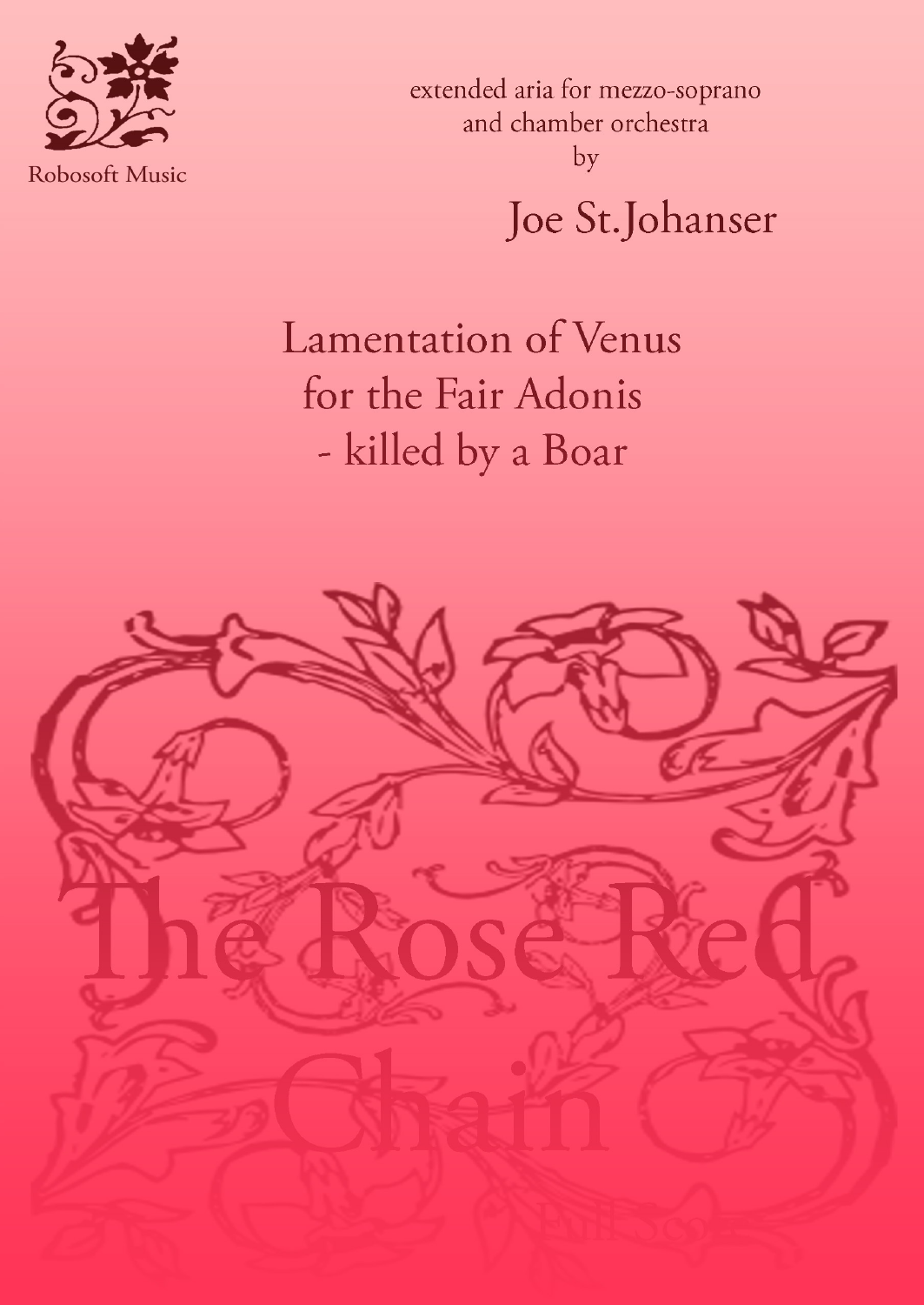Robosoft Music

extended aria for mezzo-soprano
and chamber orchestra
by

Joe St.Johanser

# Lamentation of Venus for the Fair Adonis - killed by a Boar

# The Rose Red Chain

Full Score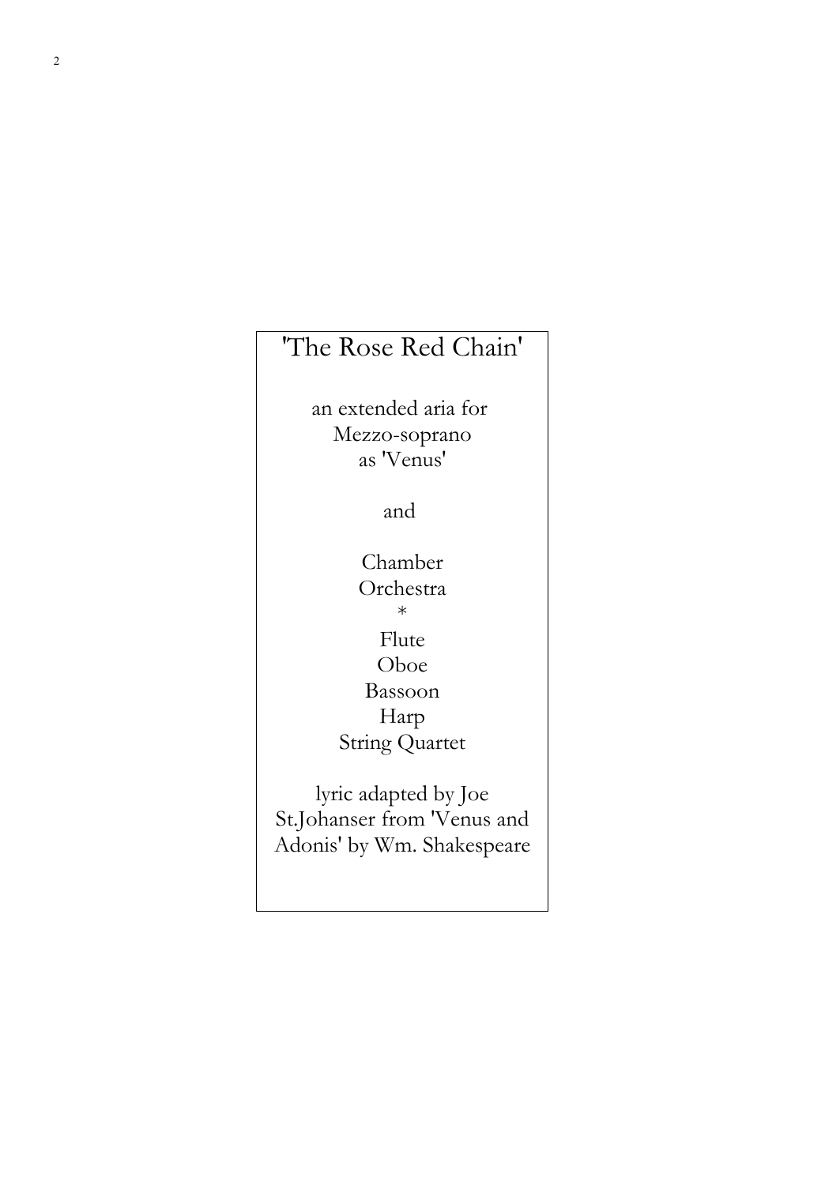# 'The Rose Red Chain'

an extended aria for
Mezzo-soprano
as 'Venus'

and

Chamber
Orchestra

*

Flute
Oboe
Bassoon
Harp
String Quartet

lyric adapted by Joe St.Johanser from 'Venus and Adonis' by Wm. Shakespeare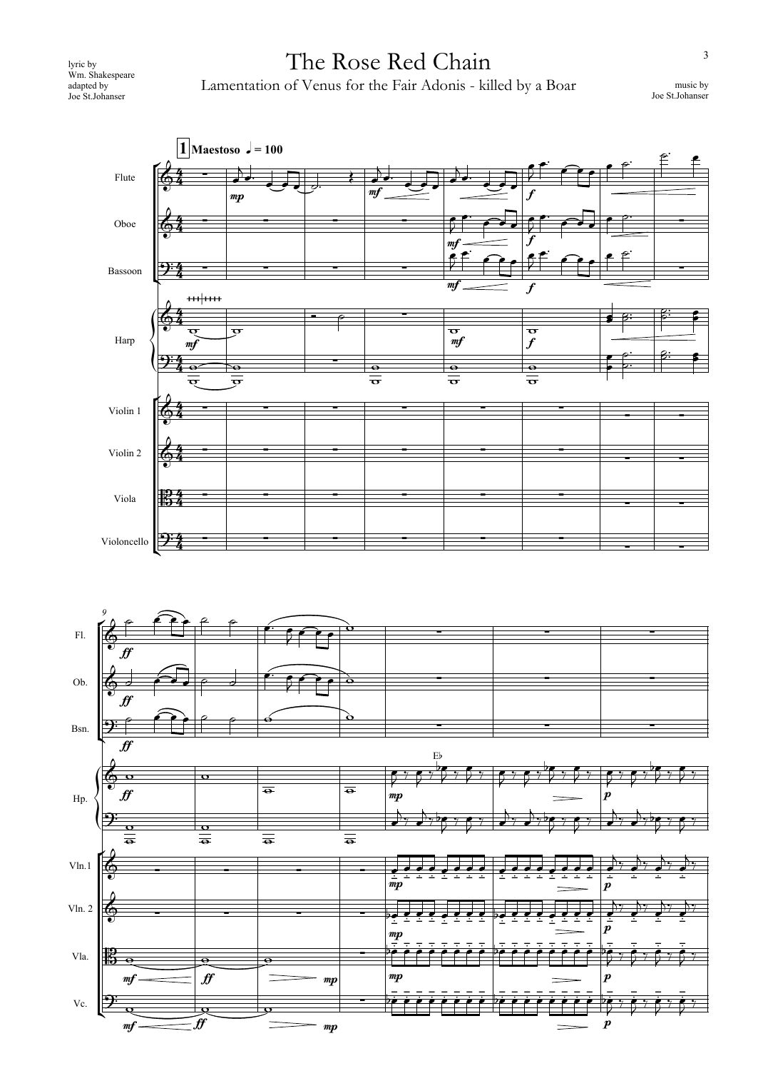lyric by
Wm. Shakespeare
adapted by
Joe St.Johanser

# The Rose Red Chain

## Lamentation of Venus for the Fair Adonis - killed by a Boar

music by
Joe St.Johanser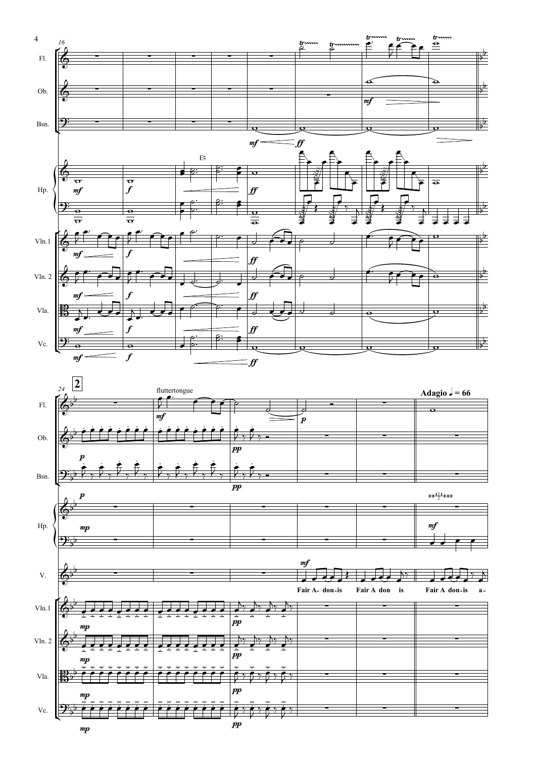**2**

fluttertongue

**Adagio ♩ = 66**

Fair A- don-is Fair A don is Fair A don-is a-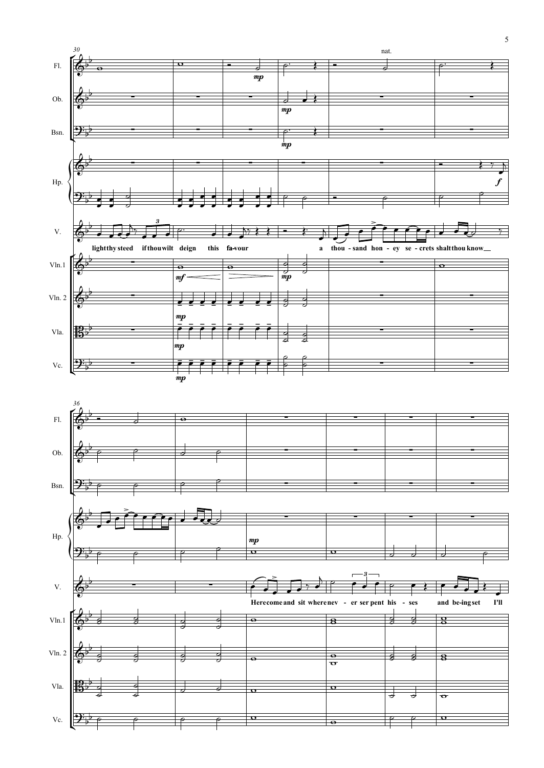light thy steed if thou wilt deign this fa-vour a thou - sand hon - ey se - crets shalt thou know

Here come and sit where nev - er ser pent his - ses and be-ing set I'll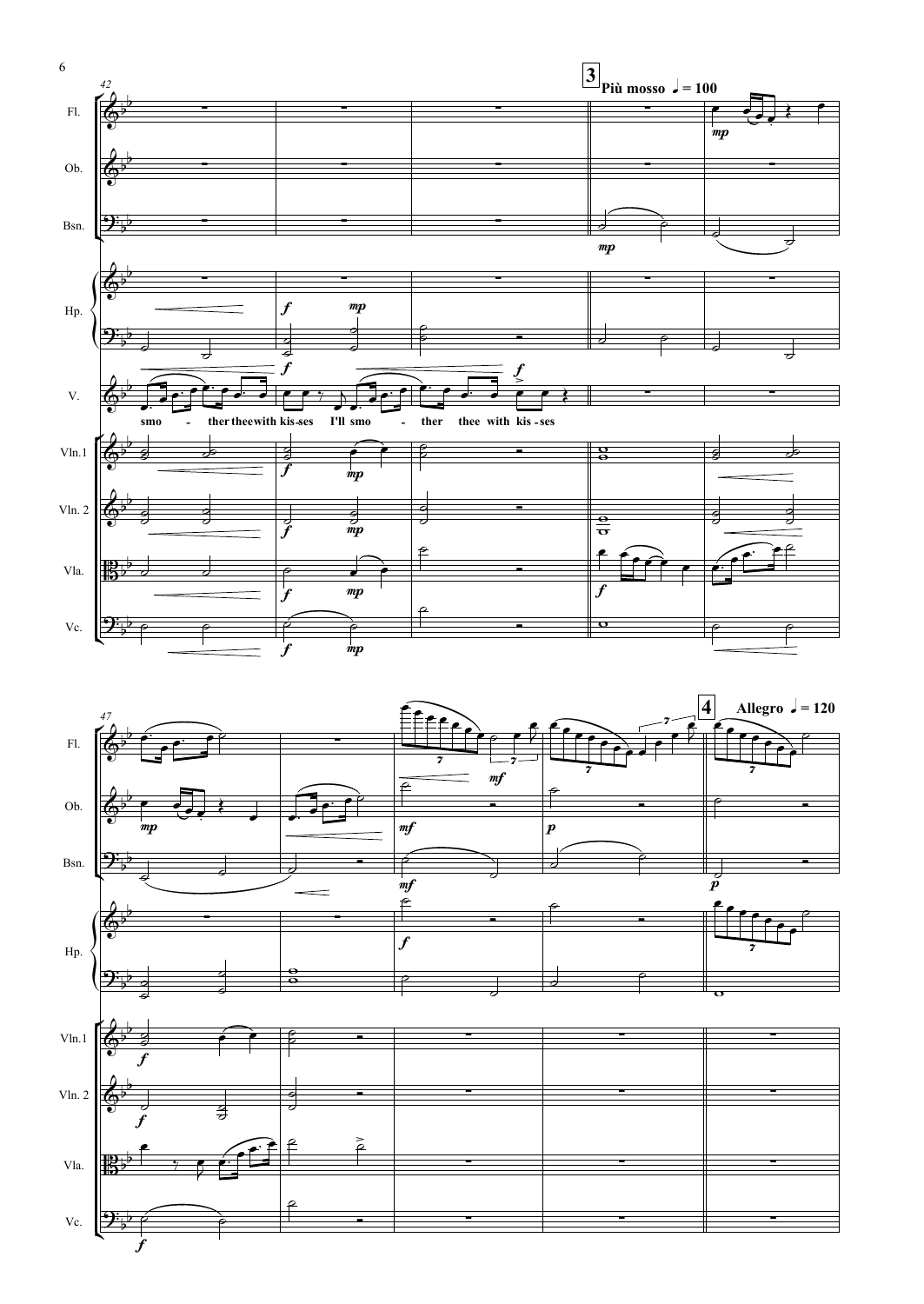**3** Più mosso ♩ = 100

smo - ther thee with kis - ses I'll smo - ther thee with kis - ses

**4** Allegro ♩ = 120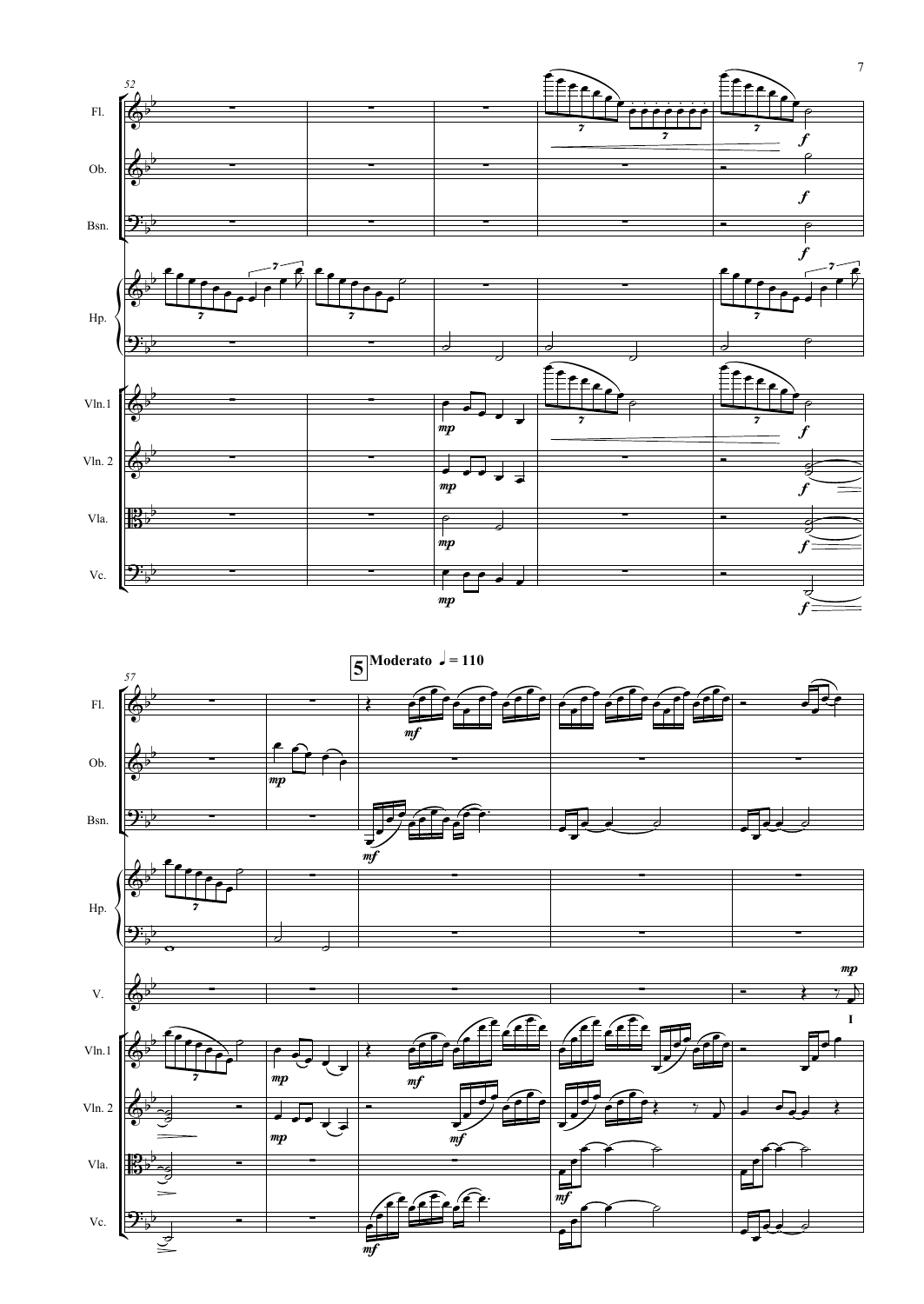**5** Moderato ♩ = 110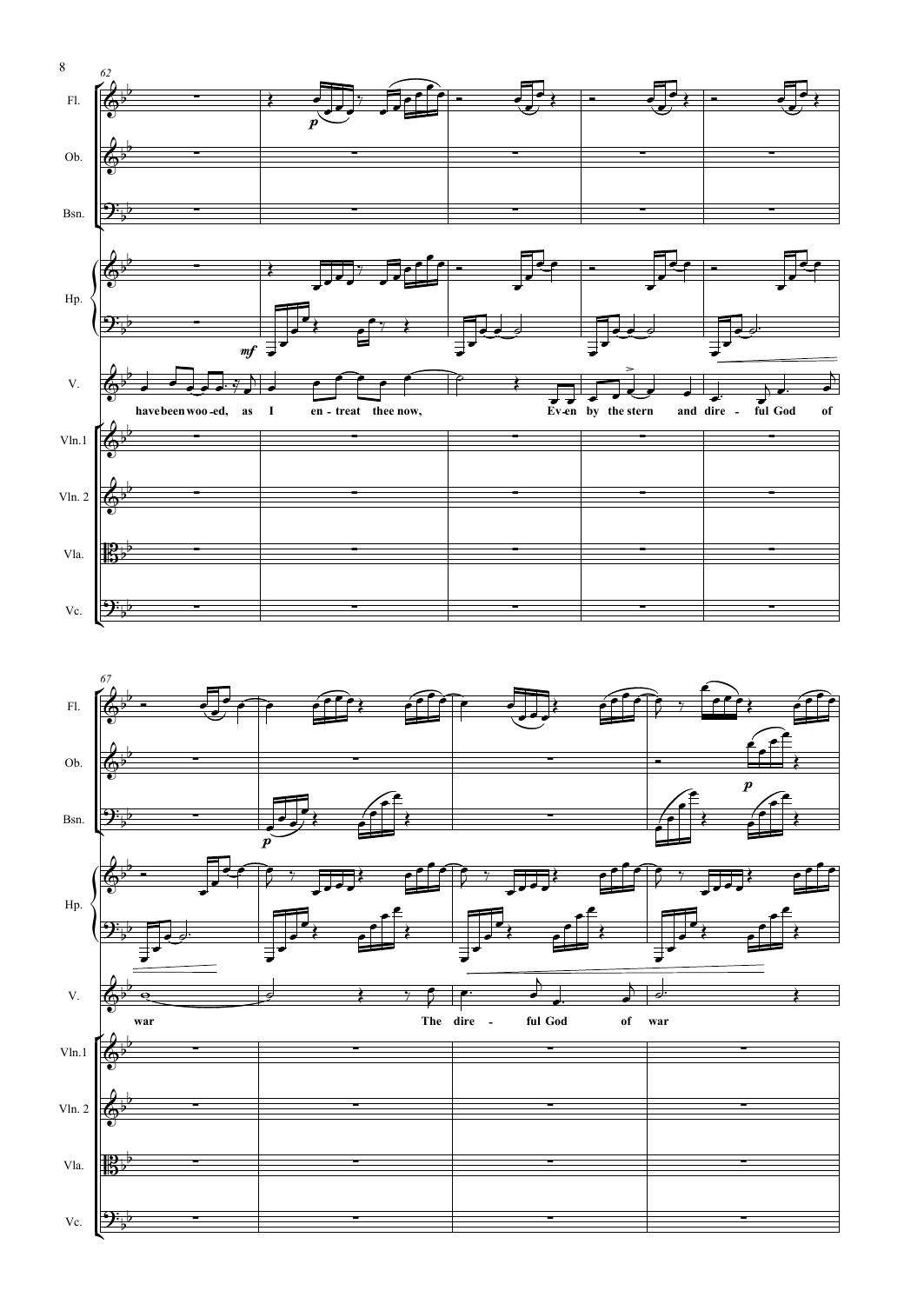62

Fl.

Ob.

Bsn.

Hp.

V.

have been woo - ed, as I en - treat thee now, Ev - en by the stern and dire - ful God of

Vln.1

Vln. 2

Vla.

Vc.

67

Fl.

Ob.

Bsn.

Hp.

V.

war The dire - ful God of war

Vln.1

Vln. 2

Vla.

Vc.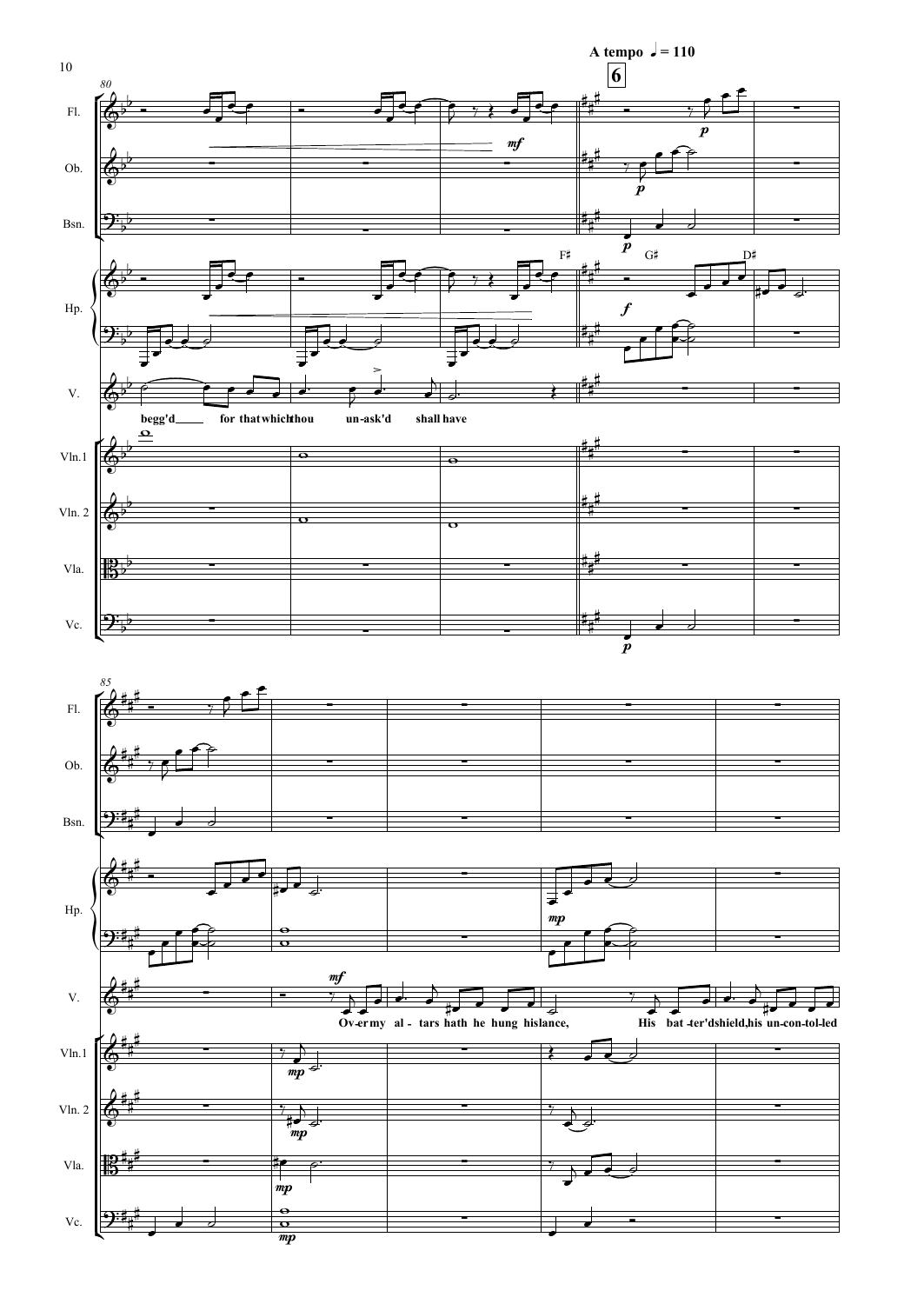A tempo ♩= 110

6

begg'd for that which thou un-ask'd shall have

Ov-er my al - tars hath he hung his lance, His bat-ter'd shield, his un-con-tol-led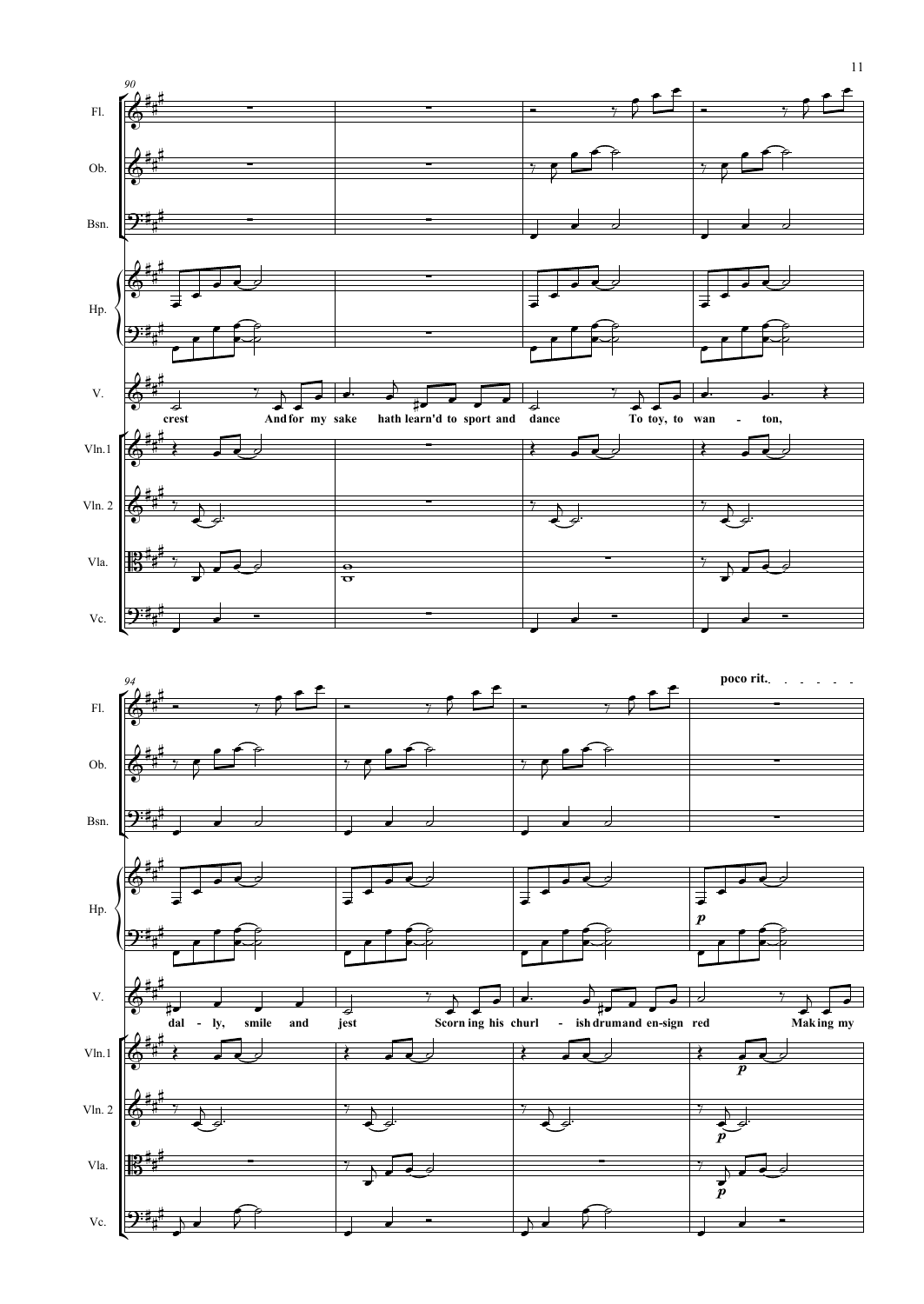90

Fl.
Ob.
Bsn.
Hp.
V.
Vln.1
Vln. 2
Vla.
Vc.

crest And for my sake hath learn'd to sport and dance To toy, to wan - ton,

94

poco rit.

Fl.
Ob.
Bsn.
Hp.
V.
Vln.1
Vln. 2
Vla.
Vc.

*p*

dal - ly, smile and jest Scorn ing his churl - ish drum and en-sign red Mak ing my

*p*

*p*

*p*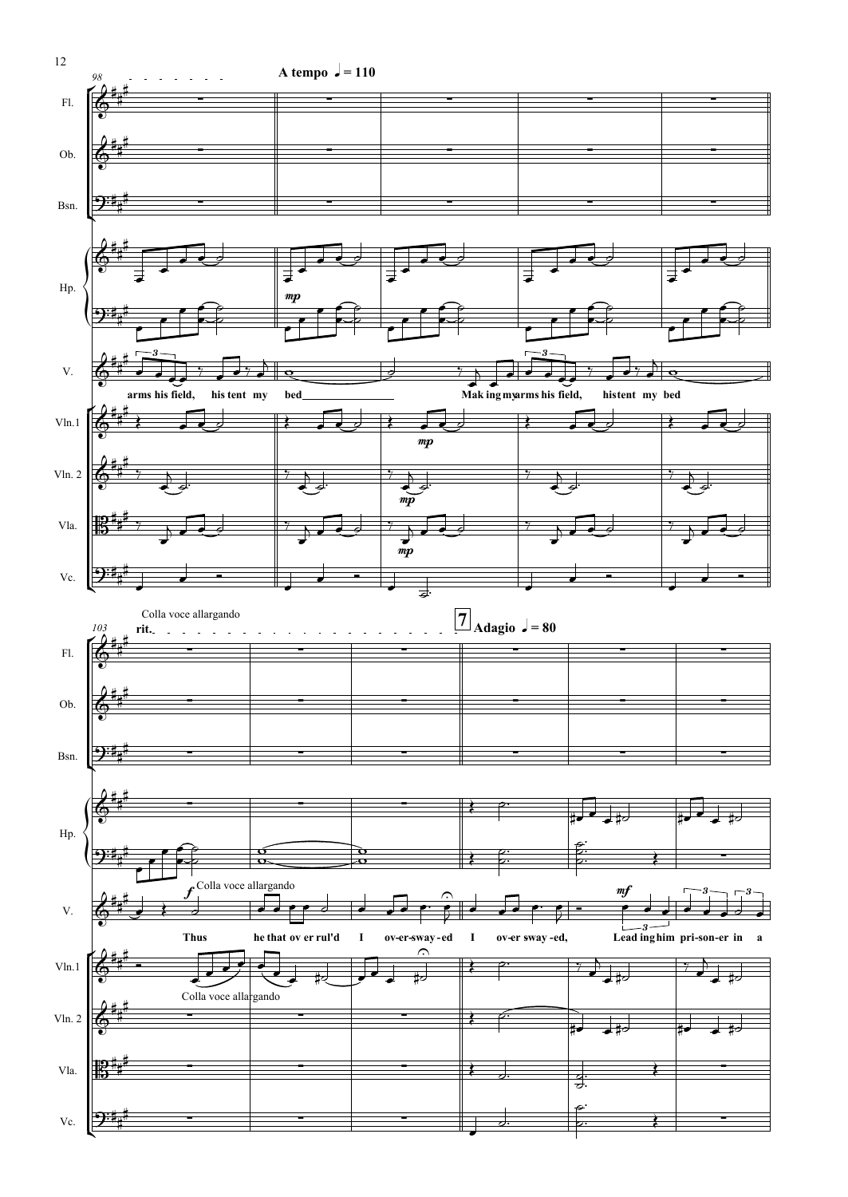98

A tempo ♩= 110

Fl.

Ob.

Bsn.

Hp.

V.

arms his field, his tent my bed Mak ing my arms his field, his tent my bed

Vln.1

Vln. 2

Vla.

Vc.

103

Colla voce allargando

rit.

7 Adagio ♩= 80

Colla voce allargando

Thus he that ov er rul'd I ov-er-sway-ed I ov-er sway-ed, Lead ing him pri-son-er in a

Colla voce allargando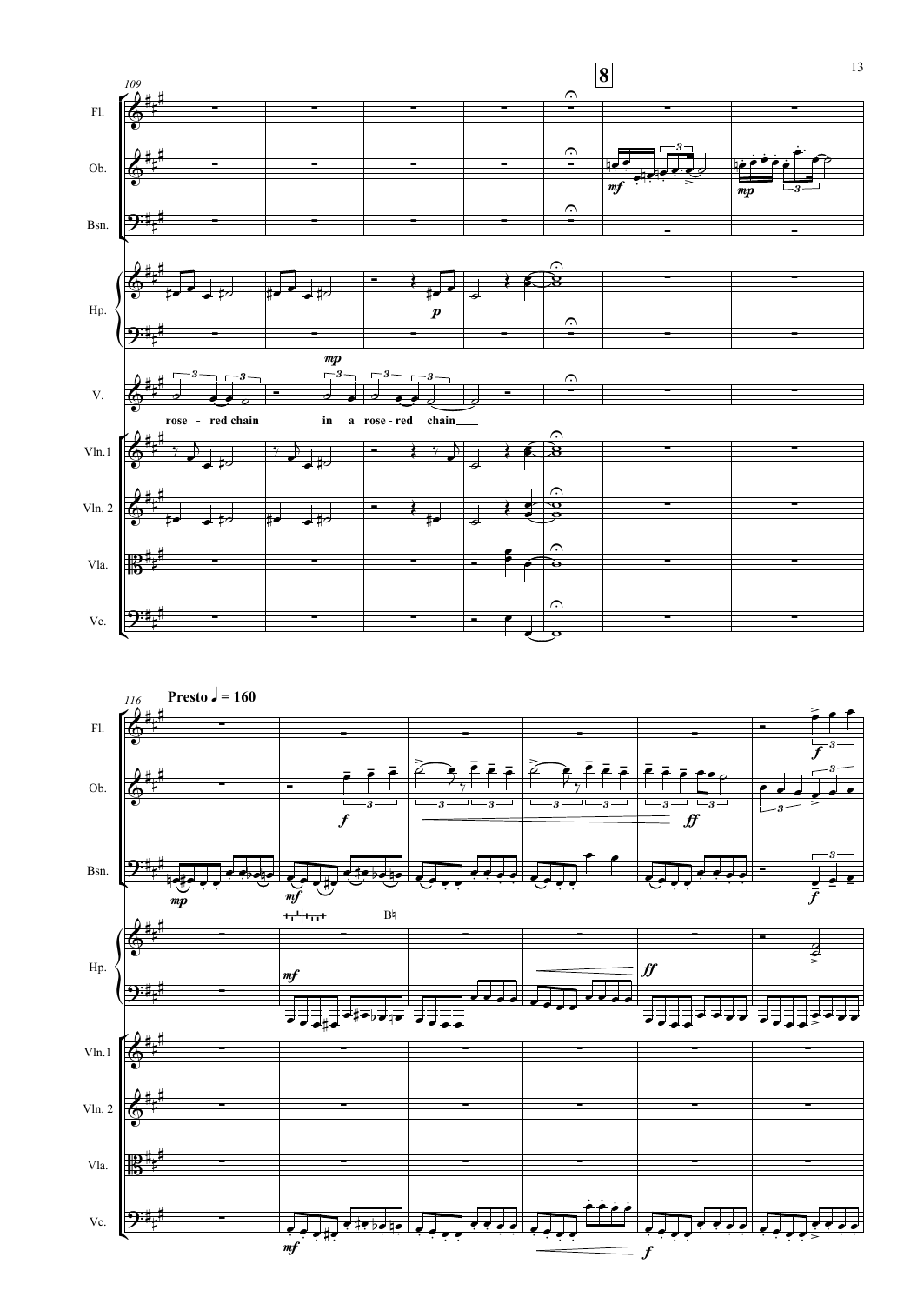**8**

rose - red chain in a rose - red chain

**Presto** ♩ = 160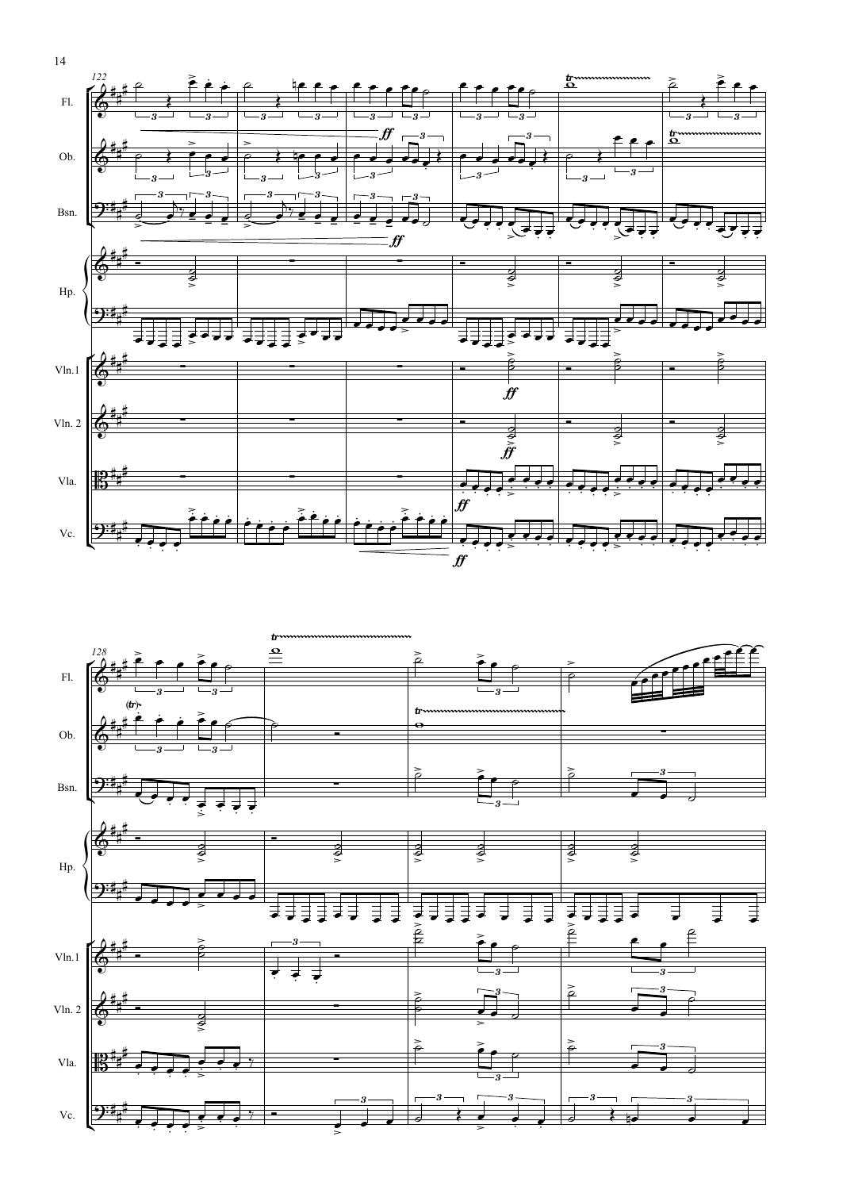Fl.

Ob.

Bsn.

Hp.

Vln.1

Vln. 2

Vla.

Vc.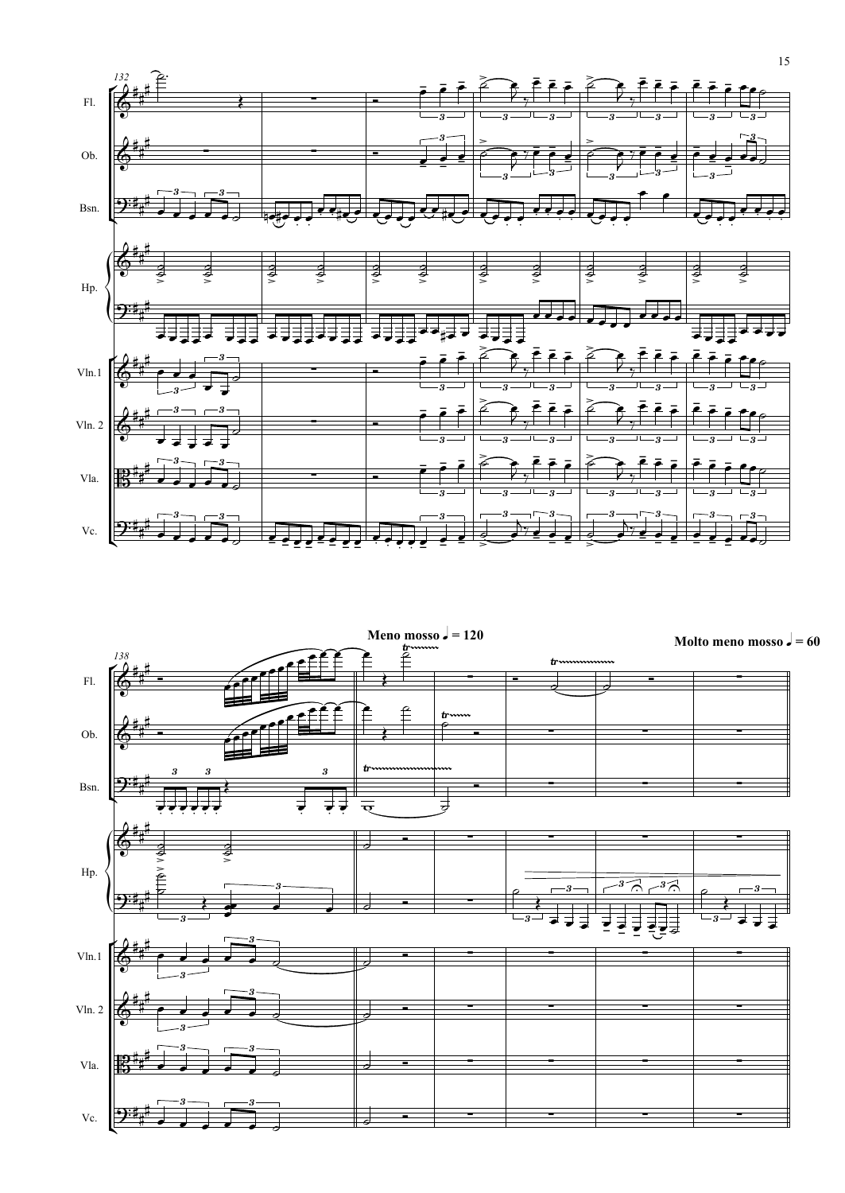**Meno mosso ♩ = 120**

**Molto meno mosso ♩ = 60**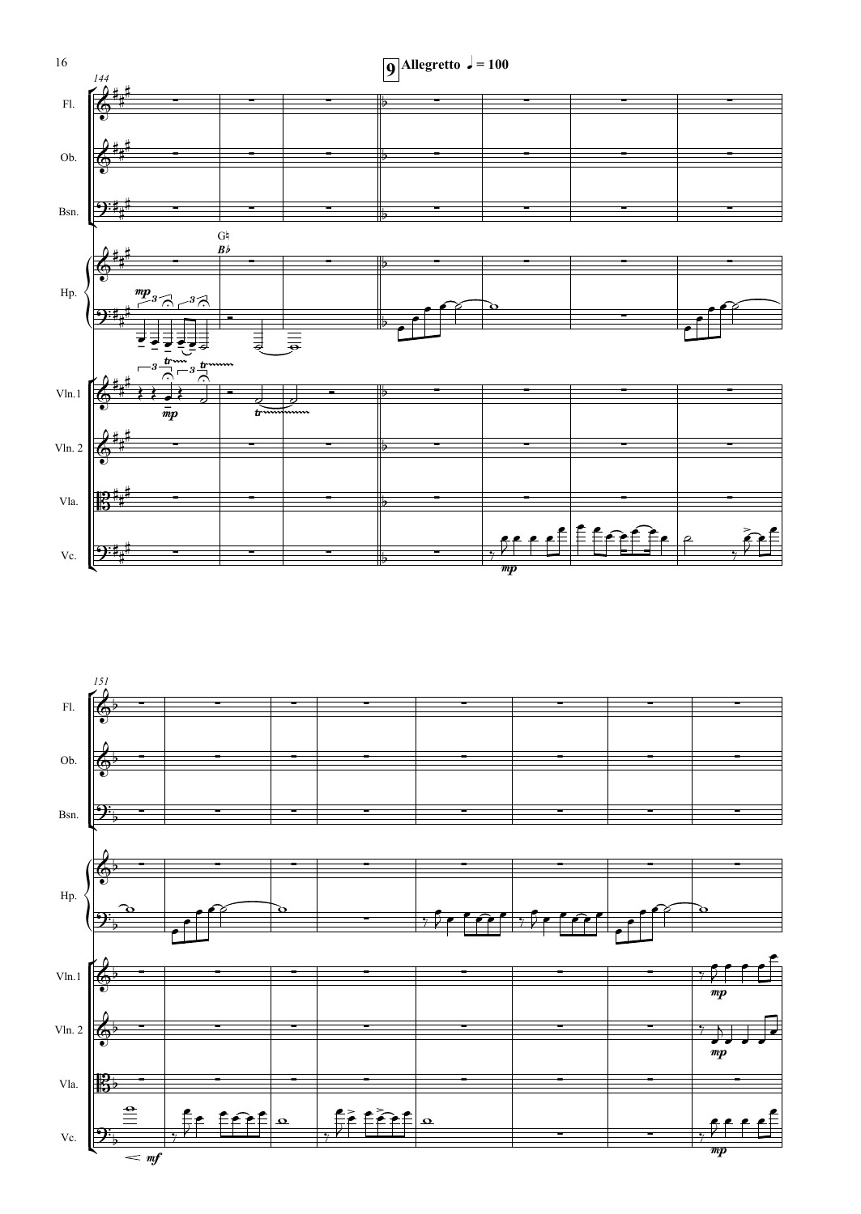**9** **Allegretto** ♩ = 100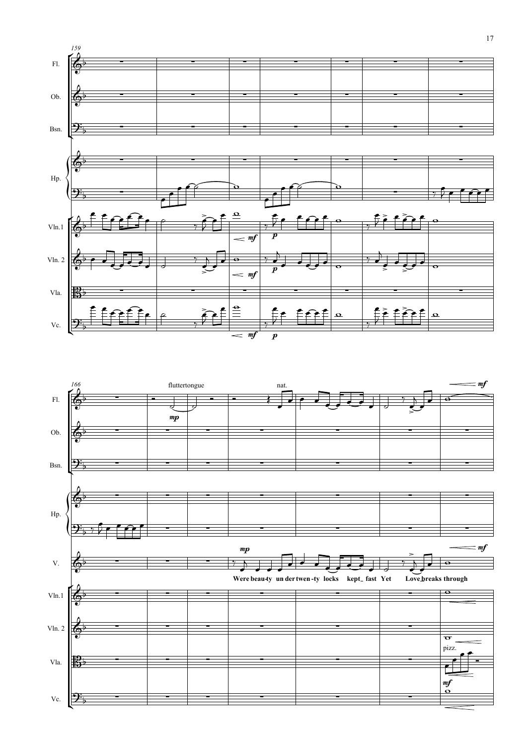Were beau-ty un der twen-ty locks kept_ fast Yet Love_breaks through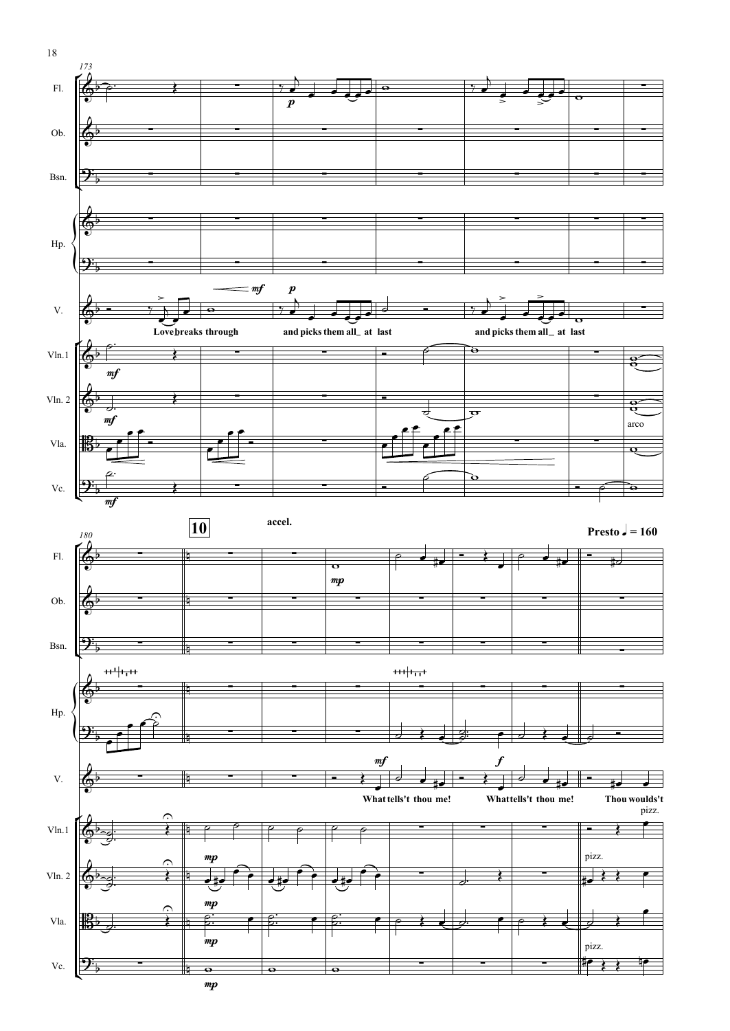173

Fl.

Ob.

Bsn.

Hp.

V.

Love breaks through

and picks them all_ at last

and picks them all_ at last

Vln.1

Vln. 2

arco

Vla.

Vc.

180

**10**

**accel.**

**Presto ♩ = 160**

Fl.

Ob.

Bsn.

Hp.

V.

What tells't thou me!

What tells't thou me!

Thou woulds't

Vln.1

pizz.

Vln. 2

pizz.

Vla.

Vc.

pizz.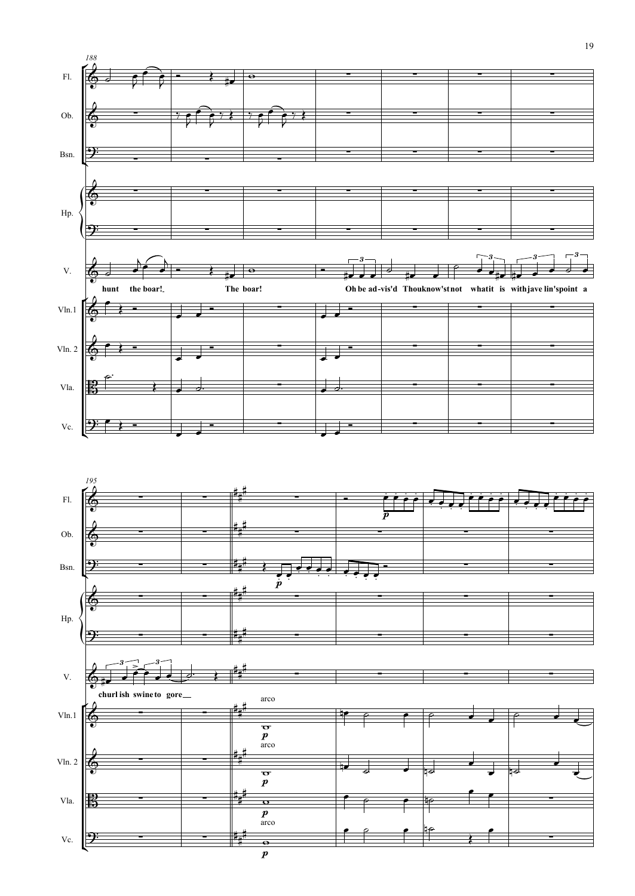188

Fl.

Ob.

Bsn.

Hp.

V.

hunt the boar! The boar! Oh be ad-vis'd Thou know'st not what it is with jave lin's point a

Vln.1

Vln. 2

Vla.

Vc.

195

Fl.

*p*

Ob.

Bsn.

*p*

Hp.

V.

churl ish swine to gore

Vln.1

arco

*p*

Vln. 2

arco

*p*

Vla.

*p*

Vc.

arco

*p*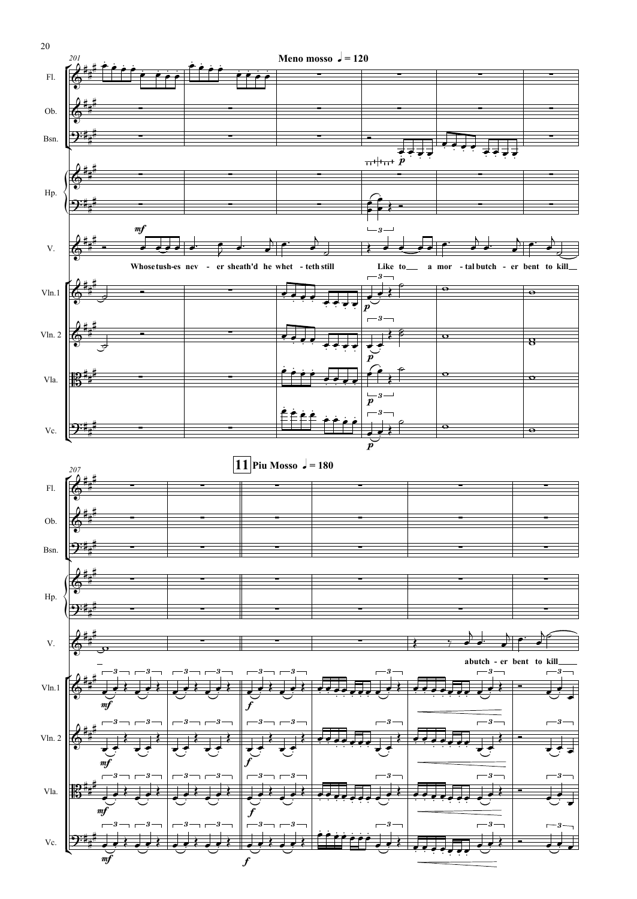Meno mosso ♩ = 120

Whose tush-es nev - er sheath'd he whet - teth still Like to a mor - tal butch - er bent to kill

11 Piu Mosso ♩ = 180

a butch - er bent to kill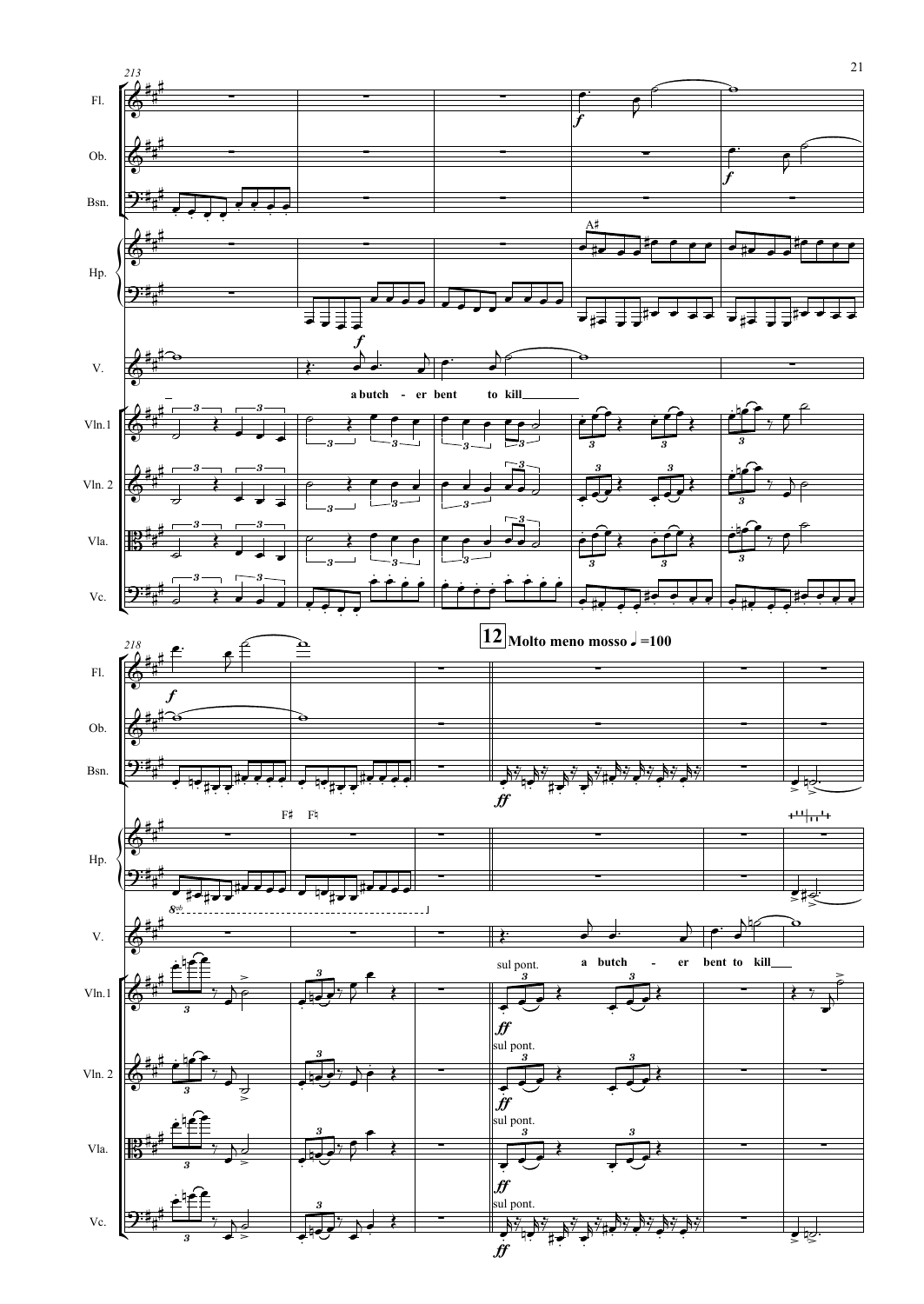**12** Molto meno mosso ♩=100

a butch - er bent to kill

a butch - er bent to kill

sul pont.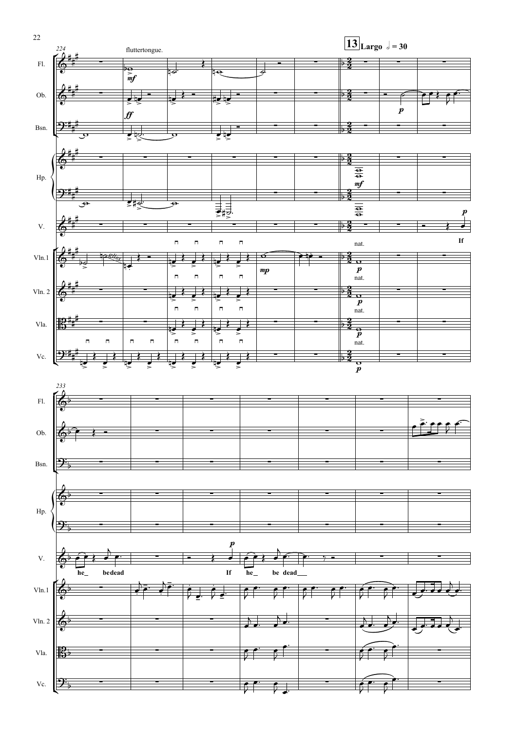**13** Largo 𝅗𝅥 = 30

fluttertongue.

nat.

If he_ be dead If he_ be dead___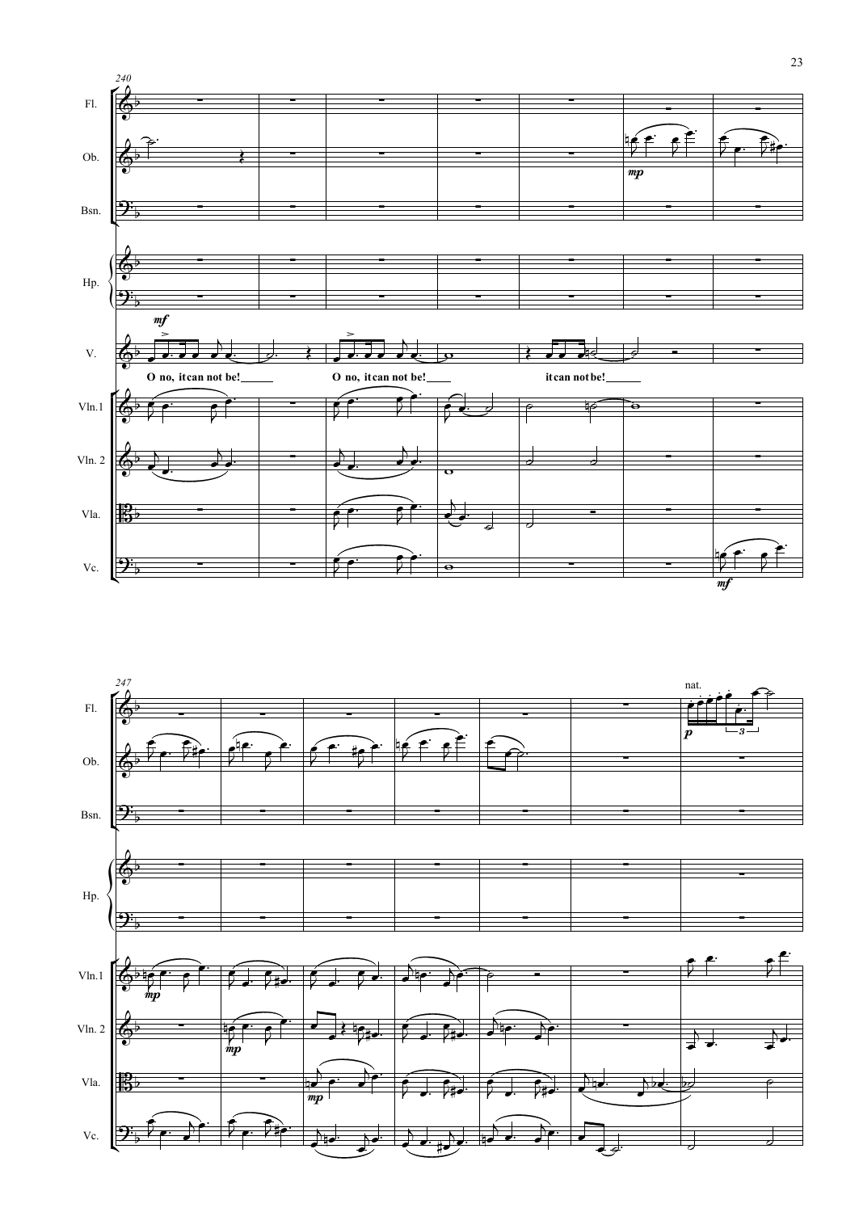Fl.

Ob.

Bsn.

Hp.

V.

O no, it can not be!

O no, it can not be!

it can not be!

Vln.1

Vln. 2

Vla.

Vc.

Fl.

nat.

Ob.

Bsn.

Hp.

Vln.1

Vln. 2

Vla.

Vc.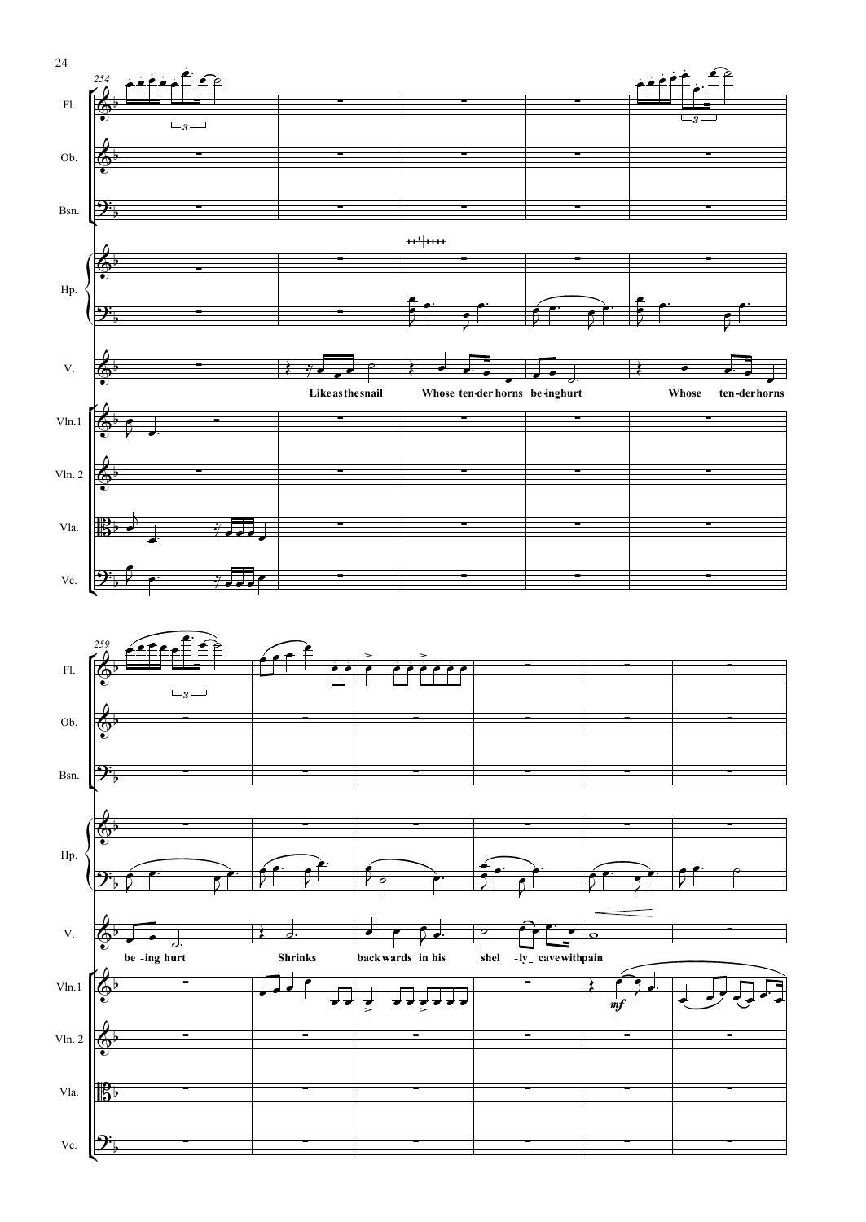Fl.
Ob.
Bsn.
Hp.
V.
Vln.1
Vln. 2
Vla.
Vc.

Like as the snail Whose ten-der horns be-ing hurt Whose ten-der horns be-ing hurt Shrinks backwards in his shel-ly cave with pain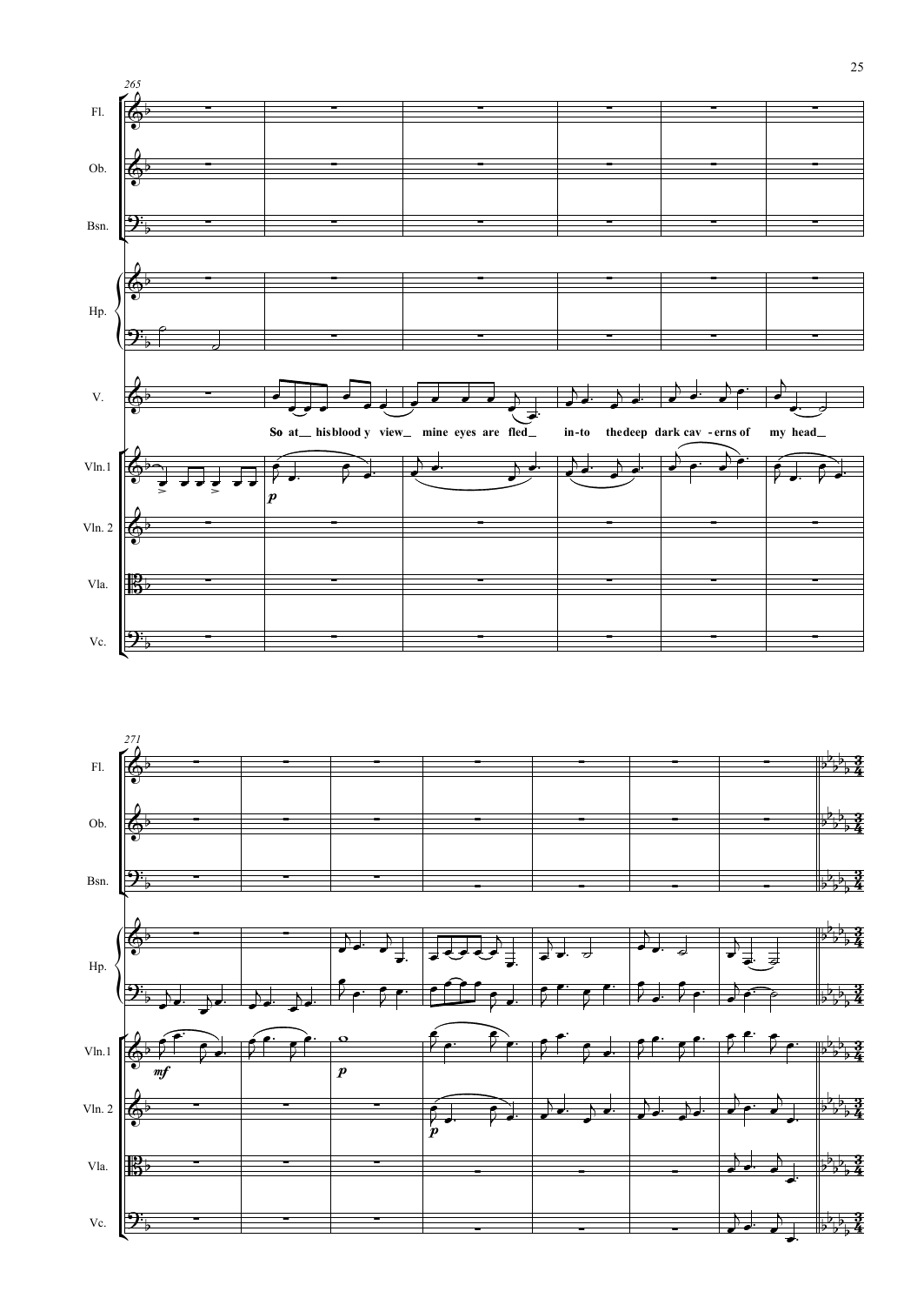265

Fl.

Ob.

Bsn.

Hp.

V.

So at his blood y view mine eyes are fled in-to the deep dark cav - erns of my head

Vln.1

*p*

Vln. 2

Vla.

Vc.

271

Fl.

Ob.

Bsn.

Hp.

Vln.1

*mf*

*p*

Vln. 2

*p*

Vla.

Vc.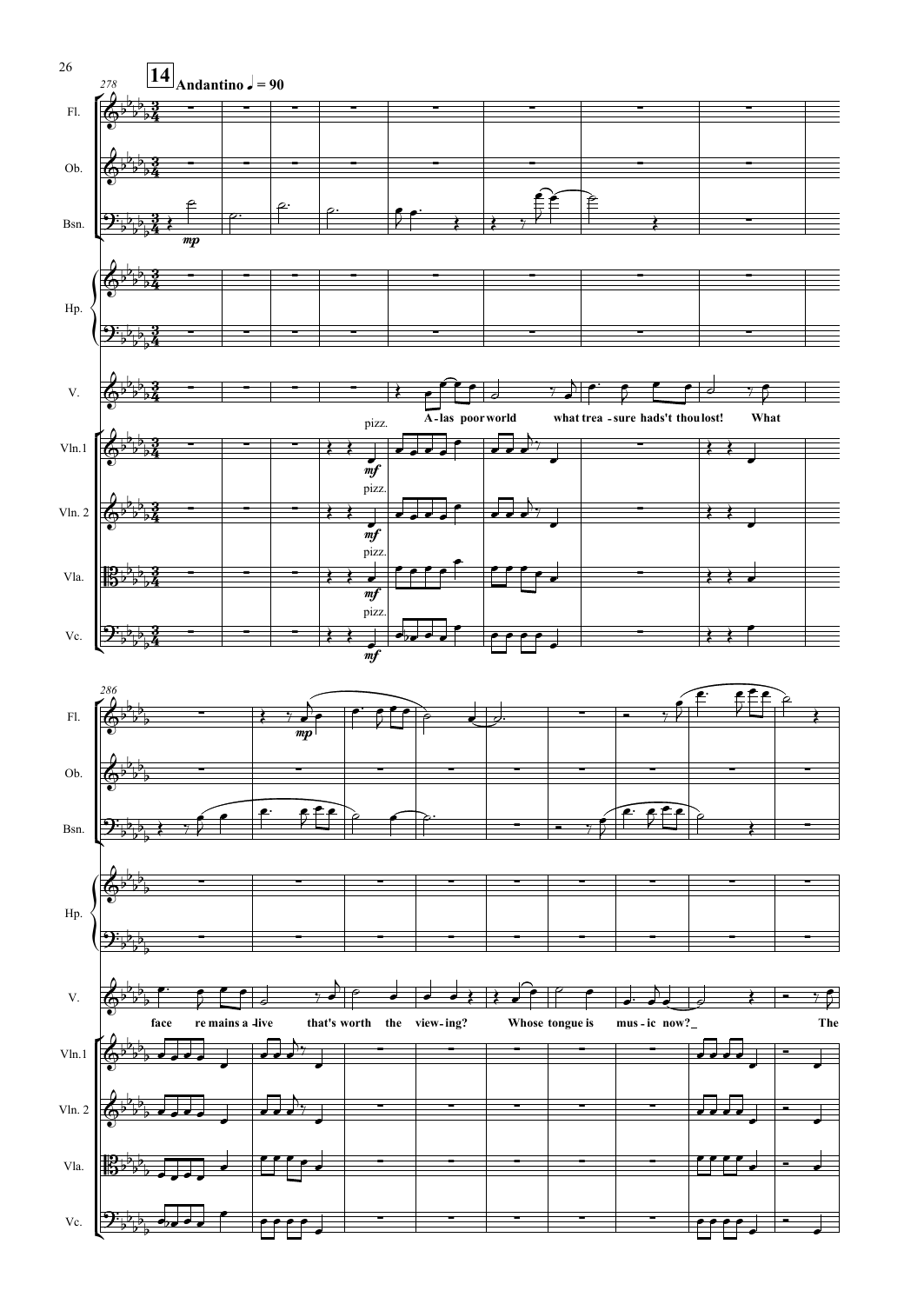**14** Andantino ♩ = 90

A-las poor world what trea-sure hads't thou lost! What face re mains a-live that's worth the view-ing? Whose tongue is mus-ic now? The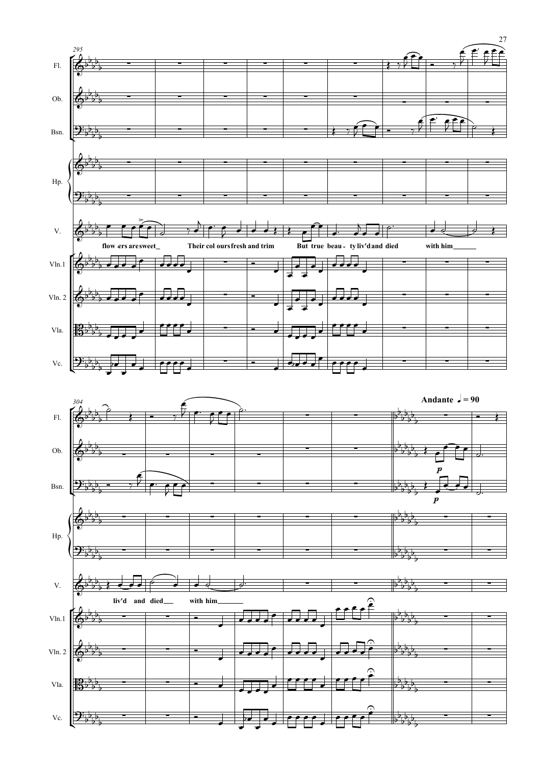Fl.

Ob.

Bsn.

Hp.

V.

Vln.1

Vln. 2

Vla.

Vc.

flow - ers are sweet\_ Their col ours fresh and trim But true beau - ty liv'd and died with him\_\_\_\_\_\_

**Andante ♩ = 90**

*p*

*p*

liv'd and died\_\_\_ with him\_\_\_\_\_\_\_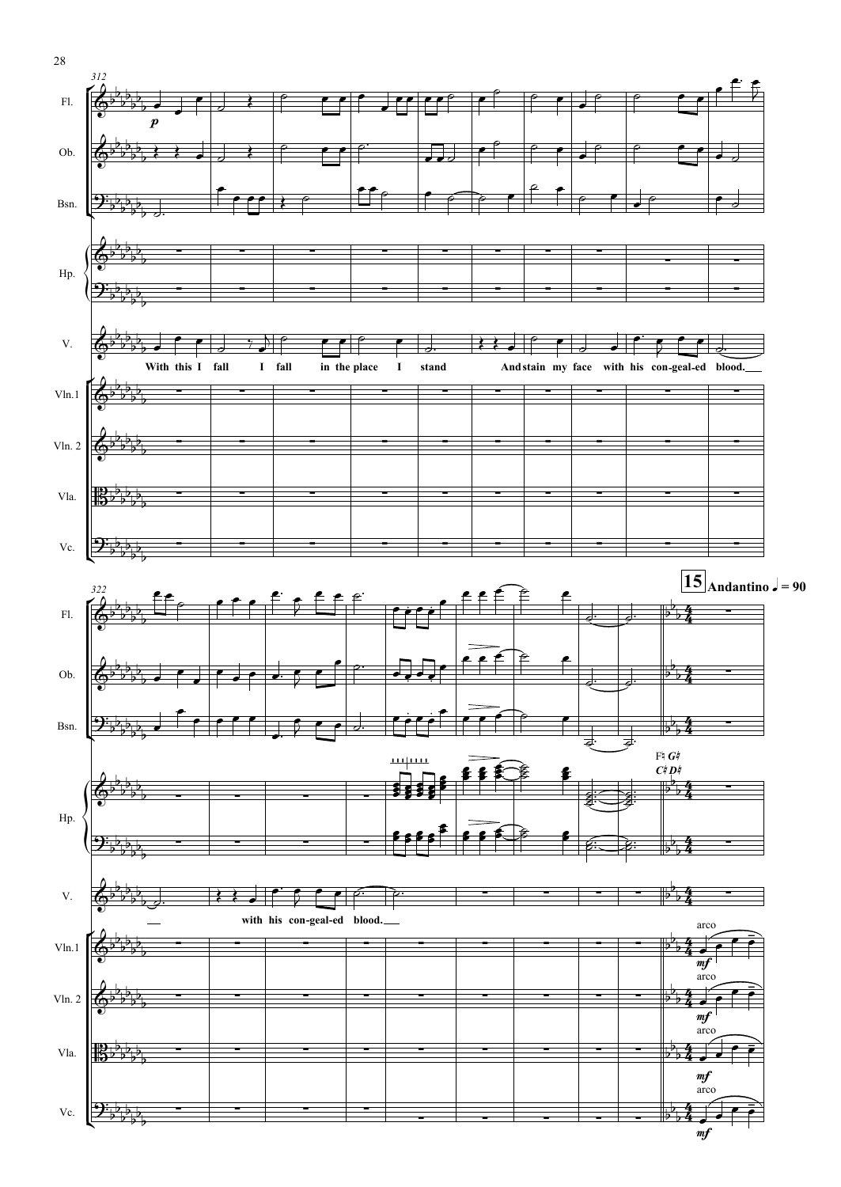312

Fl. Ob. Bsn. Hp. V. Vln.1 Vln. 2 Vla. Vc.

*p*

With this I fall I fall in the place I stand And stain my face with his con-geal-ed blood.

322

with his con-geal-ed blood.

F♮ G♯
C♮ D♯

**15** **Andantino** ♩ = 90

arco

*mf*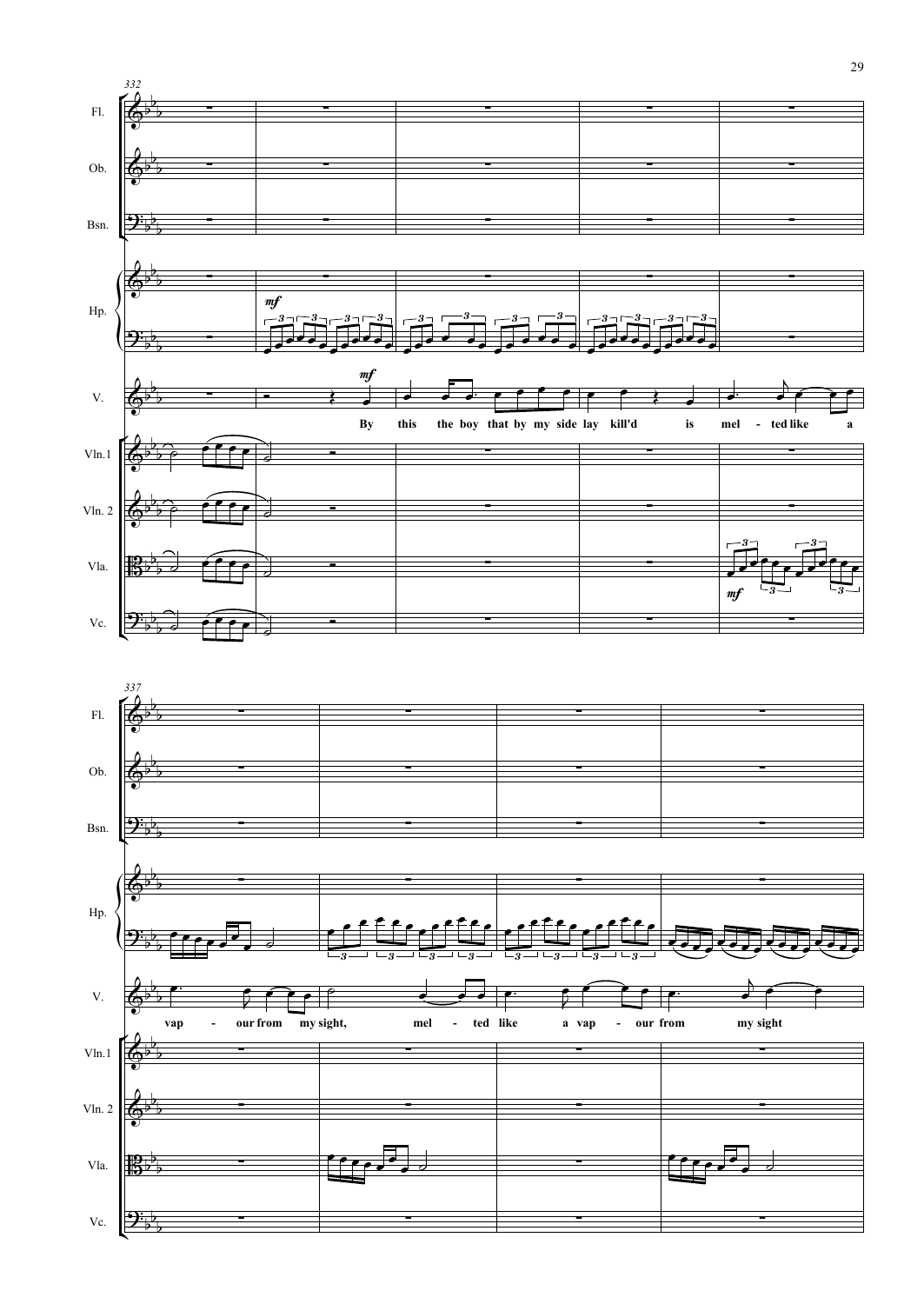332

Fl.

Ob.

Bsn.

Hp.

V.

Vln.1

Vln. 2

Vla.

Vc.

*mf*

By this the boy that by my side lay kill'd is mel - ted like a

337

vap - our from my sight, mel - ted like a vap - our from my sight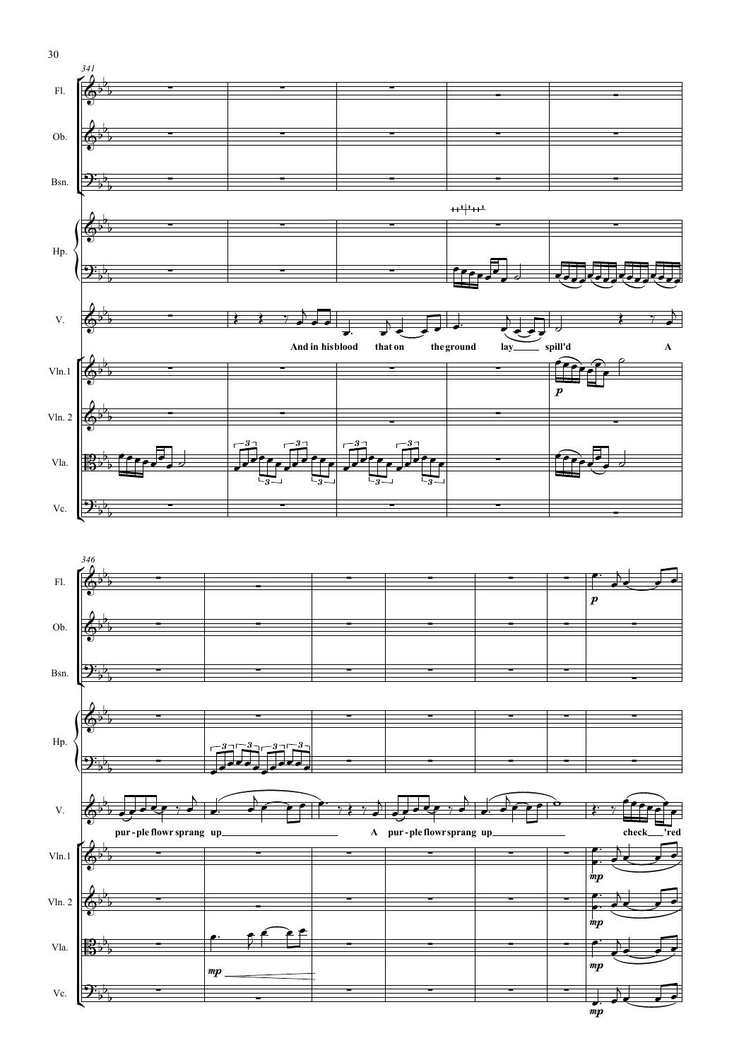341

Fl.

Ob.

Bsn.

Hp.

V.

And in his blood that on the ground lay spill'd A

Vln.1

Vln. 2

Vla.

Vc.

346

Fl.

Ob.

Bsn.

Hp.

V.

pur - ple flowr sprang up A pur - ple flowr sprang up check 'red

Vln.1

Vln. 2

Vla.

Vc.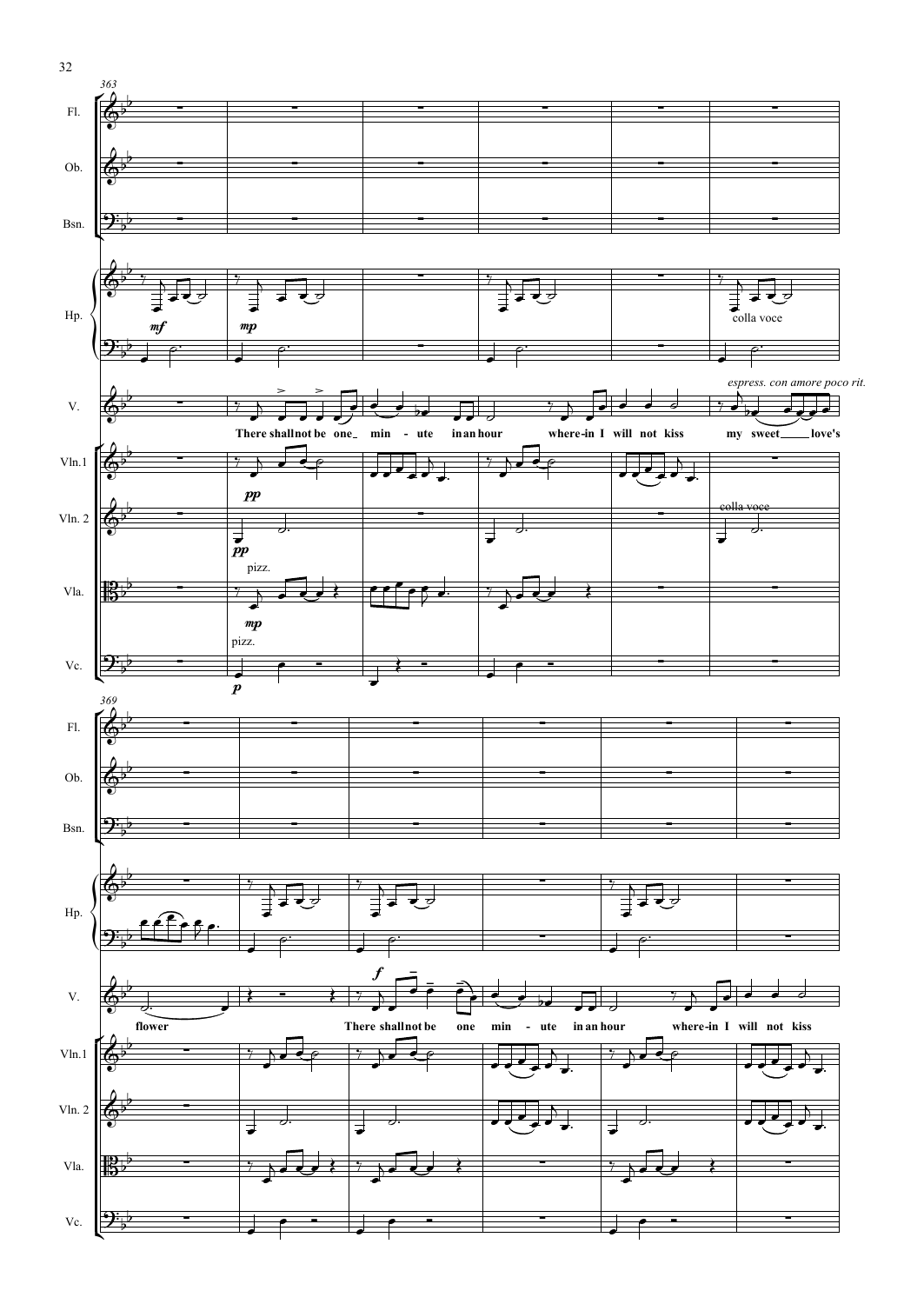363

Fl.
Ob.
Bsn.
Hp.
V.
Vln.1
Vln. 2
Vla.
Vc.

*mf* *mp* colla voce

*espress. con amore poco rit.*

There shall not be one min - ute in an hour where-in I will not kiss my sweet love's

*pp* *pp* colla voce

pizz. *mp* pizz. *p*

369

Fl.
Ob.
Bsn.
Hp.
V.
Vln.1
Vln. 2
Vla.
Vc.

*f*

flower There shall not be one min - ute in an hour where-in I will not kiss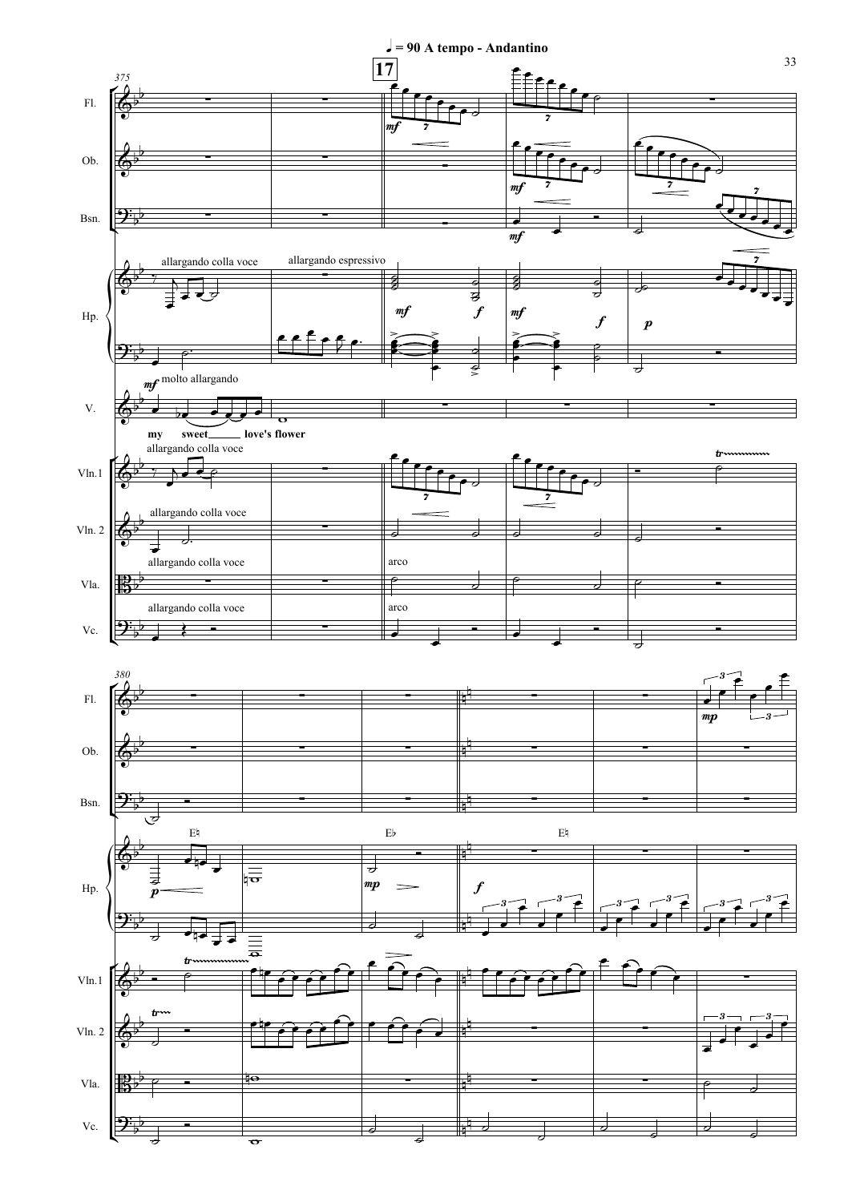♩ = 90 A tempo - Andantino

**17**

375

Fl.

Ob.

Bsn.

Hp. — allargando colla voce — allargando espressivo

V. — *mf* molto allargando

my sweet love's flower

Vln.1 — allargando colla voce

Vln. 2 — allargando colla voce

Vla. — allargando colla voce — arco

Vc. — allargando colla voce — arco

380

Fl.

Ob.

Bsn.

Hp. — E♮ — E♭ — E♮

Vln.1

Vln. 2

Vla.

Vc.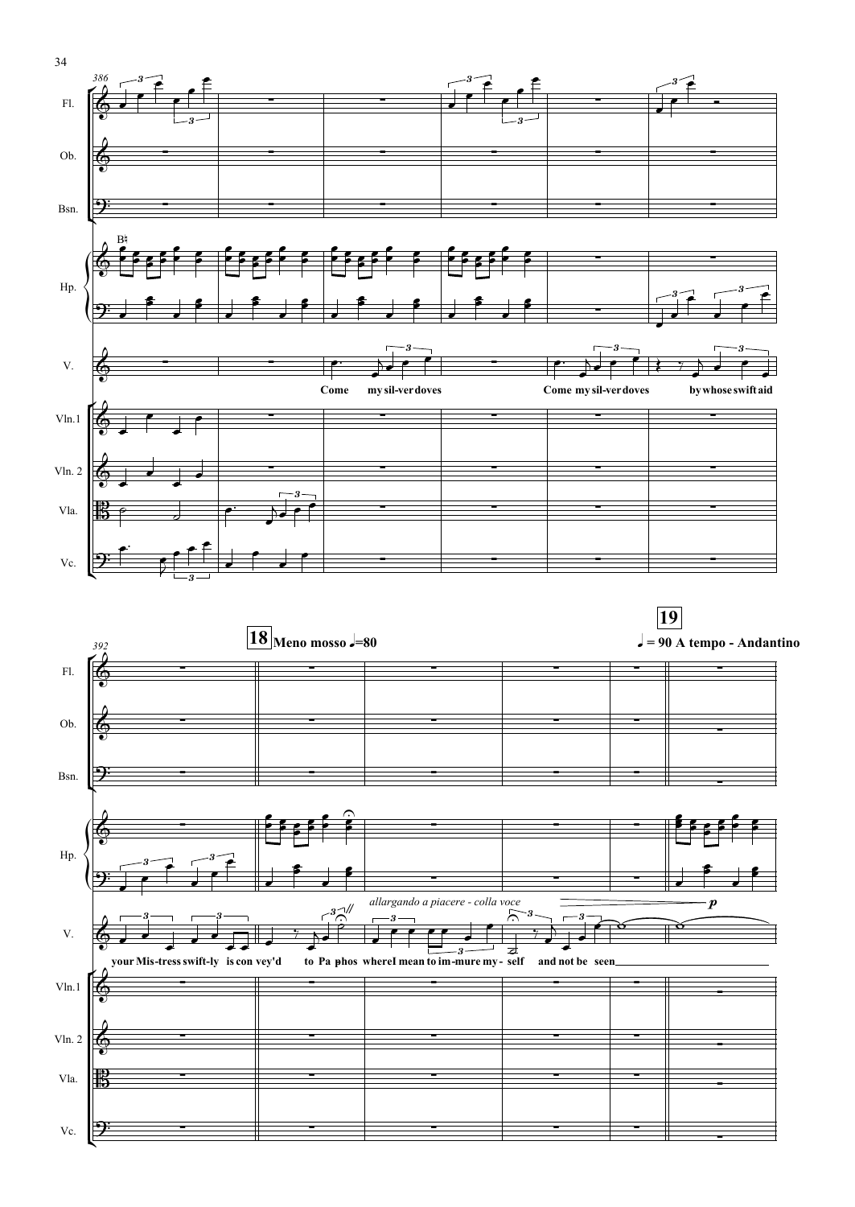386

Fl.
Ob.
Bsn.
Hp.
V.
Vln.1
Vln. 2
Vla.
Vc.

B♮

Come my sil-ver doves — Come my sil-ver doves by whose swift aid

392

**18** **Meno mosso** ♩=80

**19** ♩ = 90 **A tempo - Andantino**

*allargando a piacere - colla voce*

***p***

your Mis-tress swift-ly is con vey'd to Pa phos where I mean to im-mure my-self and not be seen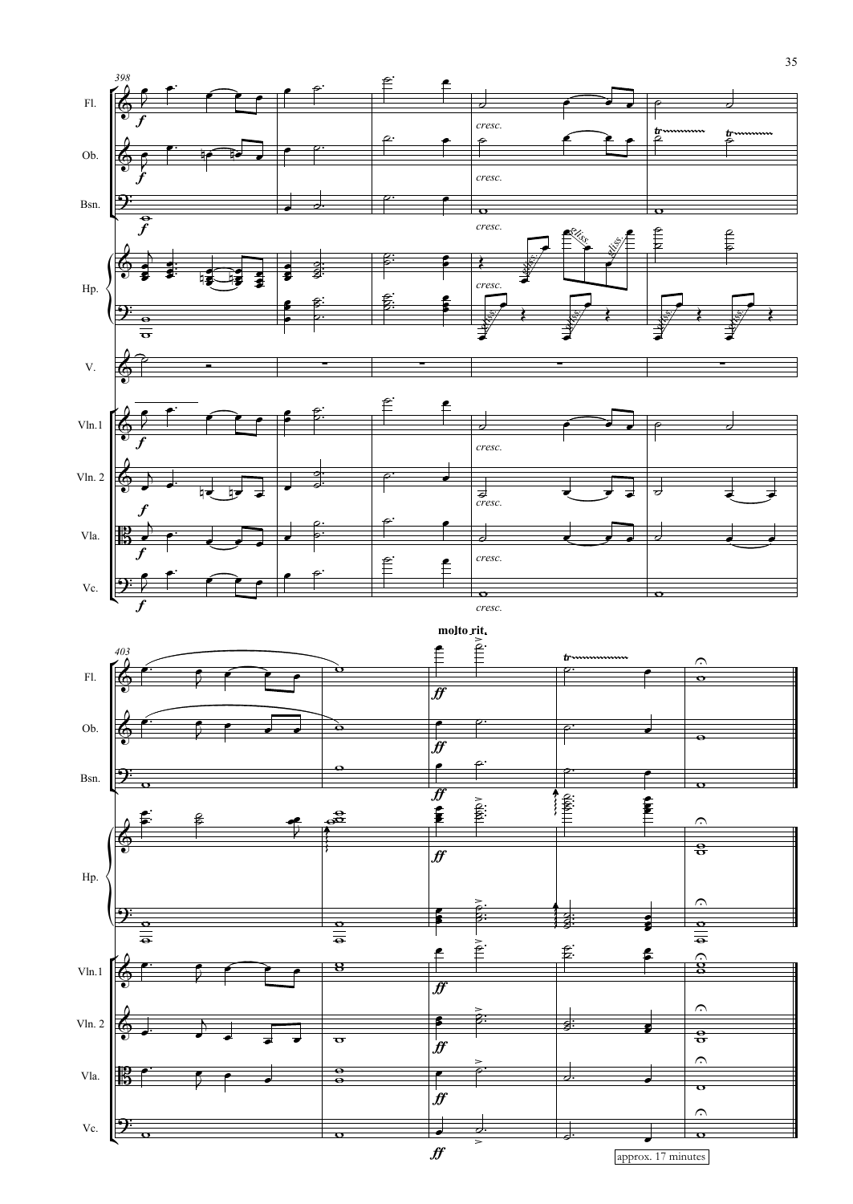molto rit.

approx. 17 minutes